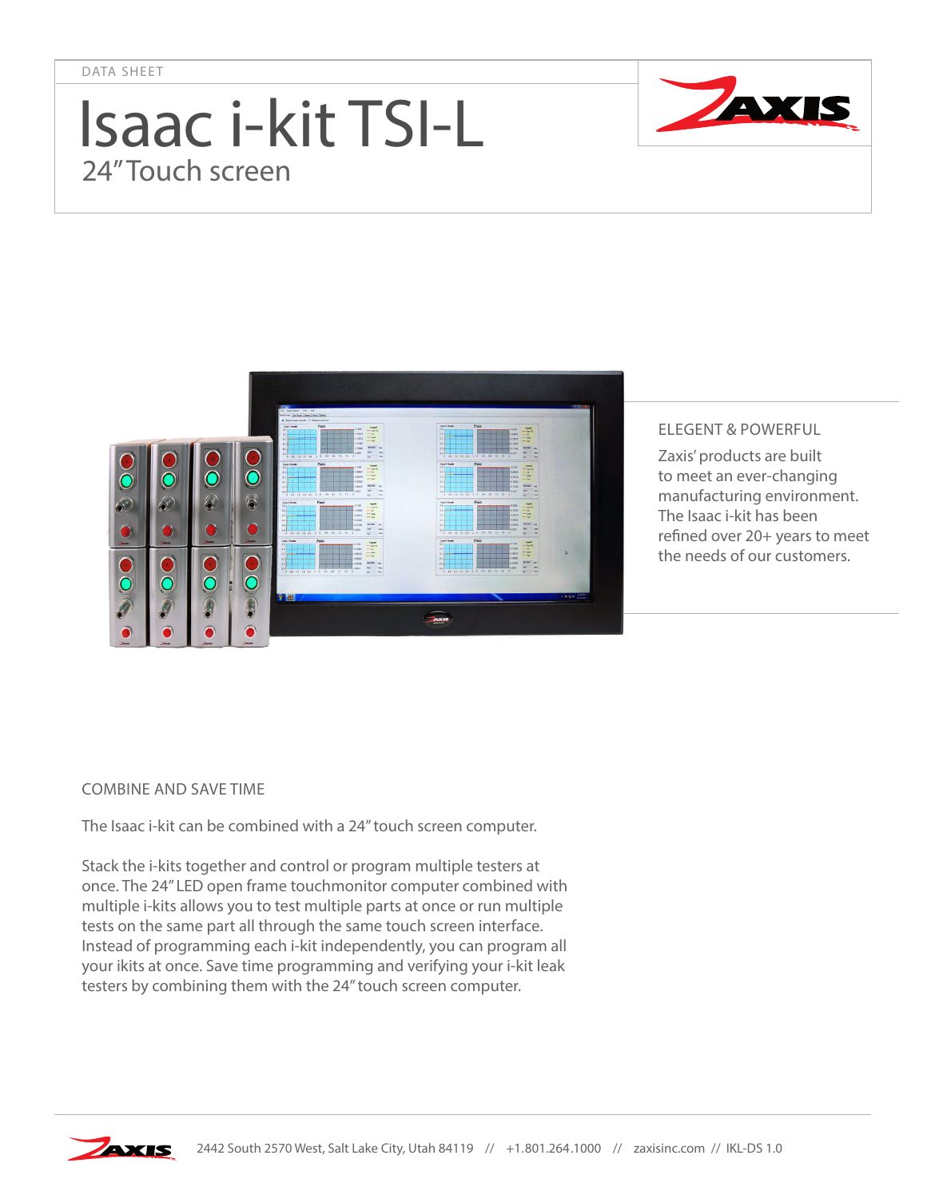DATA SHEET

# Isaac i-kit TSI-L

## 24" Touch screen

### ELEGENT & POWERFUL

Zaxis' products are built to meet an ever-changing manufacturing environment. The Isaac i-kit has been refined over 20+ years to meet the needs of our customers.

### COMBINE AND SAVE TIME

The Isaac i-kit can be combined with a 24" touch screen computer.

Stack the i-kits together and control or program multiple testers at once. The 24" LED open frame touchmonitor computer combined with multiple i-kits allows you to test multiple parts at once or run multiple tests on the same part all through the same touch screen interface. Instead of programming each i-kit independently, you can program all your ikits at once. Save time programming and verifying your i-kit leak testers by combining them with the 24" touch screen computer.

2442 South 2570 West, Salt Lake City, Utah 84119 // +1.801.264.1000 // zaxisinc.com // IKL-DS 1.0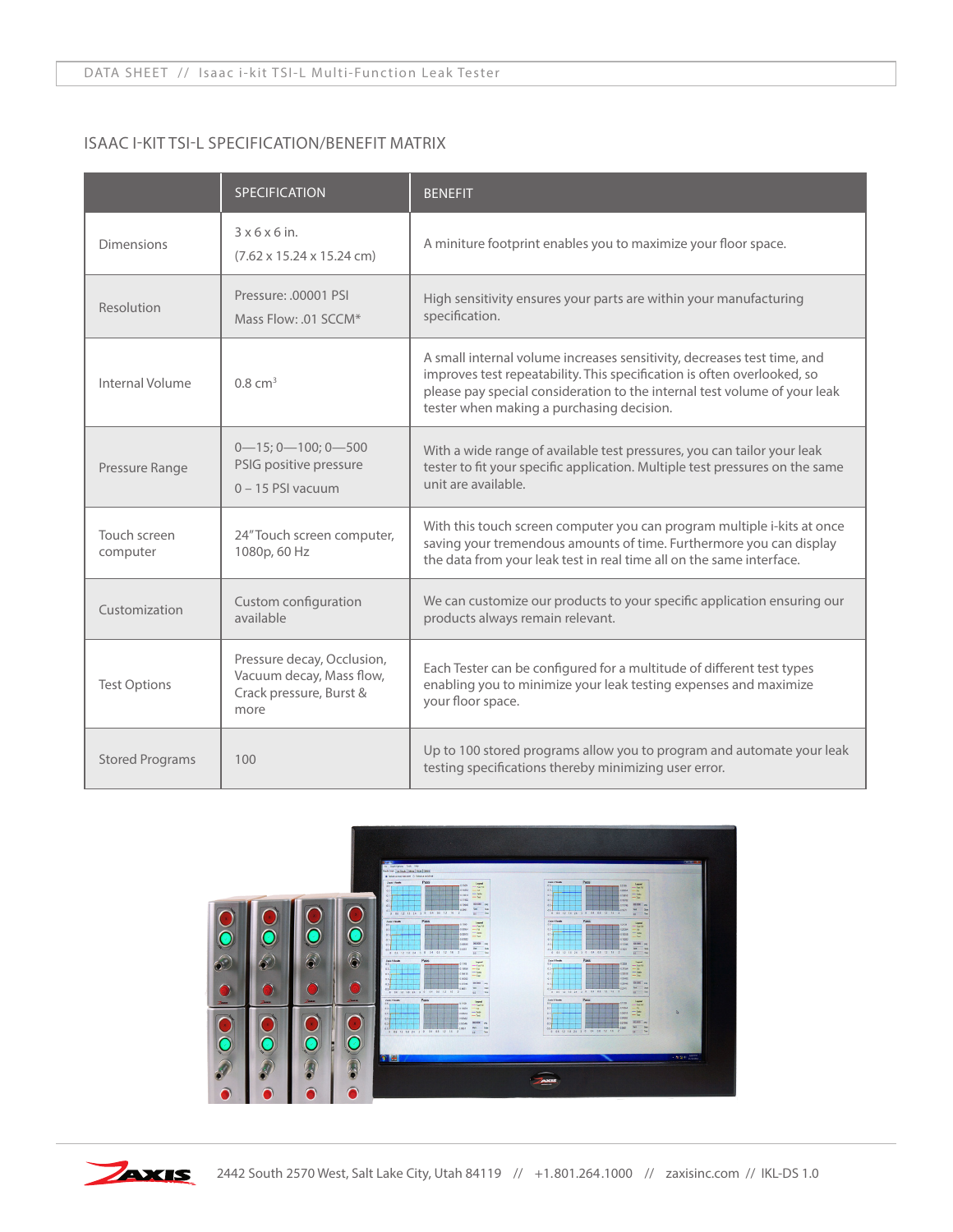## ISAAC I-KIT TSI-L SPECIFICATION/BENEFIT MATRIX

| | SPECIFICATION | BENEFIT |
|---|---|---|
| Dimensions | 3 x 6 x 6 in.<br>(7.62 x 15.24 x 15.24 cm) | A miniture footprint enables you to maximize your floor space. |
| Resolution | Pressure: .00001 PSI<br>Mass Flow: .01 SCCM* | High sensitivity ensures your parts are within your manufacturing specification. |
| Internal Volume | 0.8 $cm^3$ | A small internal volume increases sensitivity, decreases test time, and improves test repeatability. This specification is often overlooked, so please pay special consideration to the internal test volume of your leak tester when making a purchasing decision. |
| Pressure Range | 0—15; 0—100; 0—500 PSIG positive pressure<br>0 – 15 PSI vacuum | With a wide range of available test pressures, you can tailor your leak tester to fit your specific application. Multiple test pressures on the same unit are available. |
| Touch screen computer | 24" Touch screen computer, 1080p, 60 Hz | With this touch screen computer you can program multiple i-kits at once saving your tremendous amounts of time. Furthermore you can display the data from your leak test in real time all on the same interface. |
| Customization | Custom configuration available | We can customize our products to your specific application ensuring our products always remain relevant. |
| Test Options | Pressure decay, Occlusion, Vacuum decay, Mass flow, Crack pressure, Burst & more | Each Tester can be configured for a multitude of different test types enabling you to minimize your leak testing expenses and maximize your floor space. |
| Stored Programs | 100 | Up to 100 stored programs allow you to program and automate your leak testing specifications thereby minimizing user error. |

2442 South 2570 West, Salt Lake City, Utah 84119 // +1.801.264.1000 // zaxisinc.com // IKL-DS 1.0